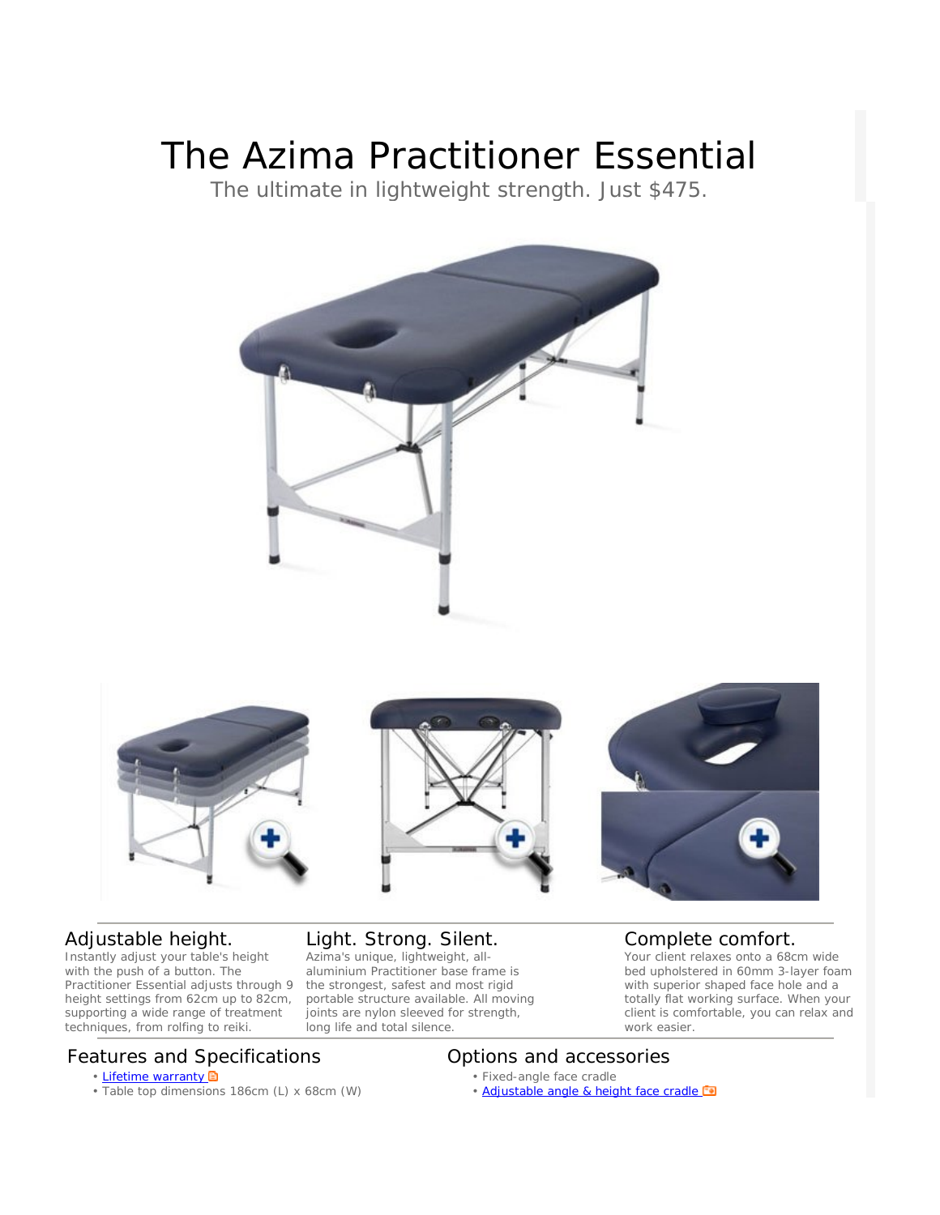# The Azima Practitioner Essential

The ultimate in lightweight strength. Just $475.

### Adjustable height.

Instantly adjust your table's height with the push of a button. The Practitioner Essential adjusts through 9 height settings from 62cm up to 82cm, supporting a wide range of treatment techniques, from rolfing to reiki.

### Light. Strong. Silent.

Azima's unique, lightweight, all-aluminium Practitioner base frame is the strongest, safest and most rigid portable structure available. All moving joints are nylon sleeved for strength, long life and total silence.

### Complete comfort.

Your client relaxes onto a 68cm wide bed upholstered in 60mm 3-layer foam with superior shaped face hole and a totally flat working surface. When your client is comfortable, you can relax and work easier.

## Features and Specifications

- Lifetime warranty
- Table top dimensions 186cm (L) x 68cm (W)

## Options and accessories

- Fixed-angle face cradle
- Adjustable angle & height face cradle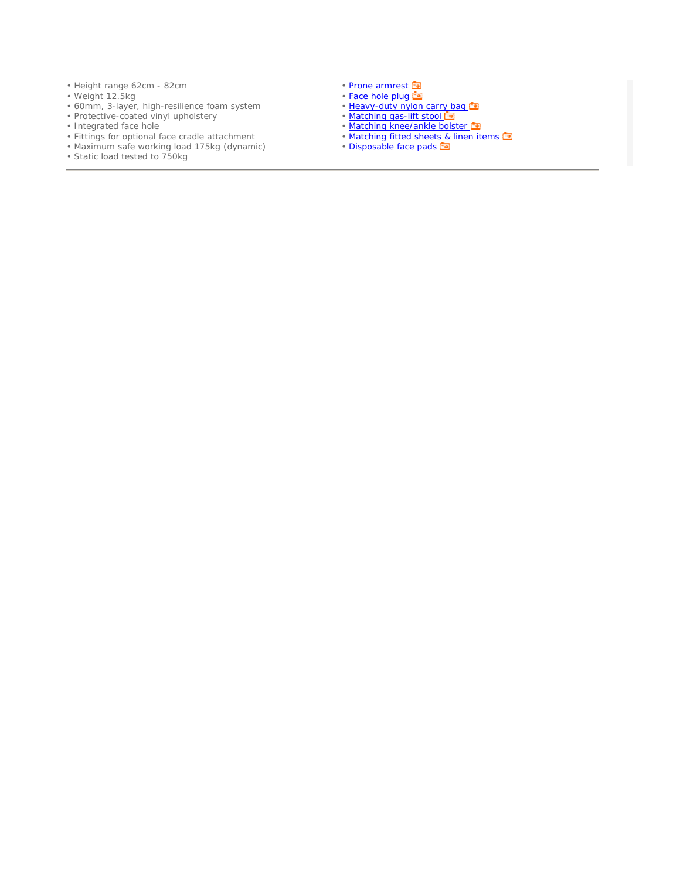- Height range 62cm - 82cm
- Weight 12.5kg
- 60mm, 3-layer, high-resilience foam system
- Protective-coated vinyl upholstery
- Integrated face hole
- Fittings for optional face cradle attachment
- Maximum safe working load 175kg (dynamic)
- Static load tested to 750kg

- Prone armrest
- Face hole plug
- Heavy-duty nylon carry bag
- Matching gas-lift stool
- Matching knee/ankle bolster
- Matching fitted sheets & linen items
- Disposable face pads

---